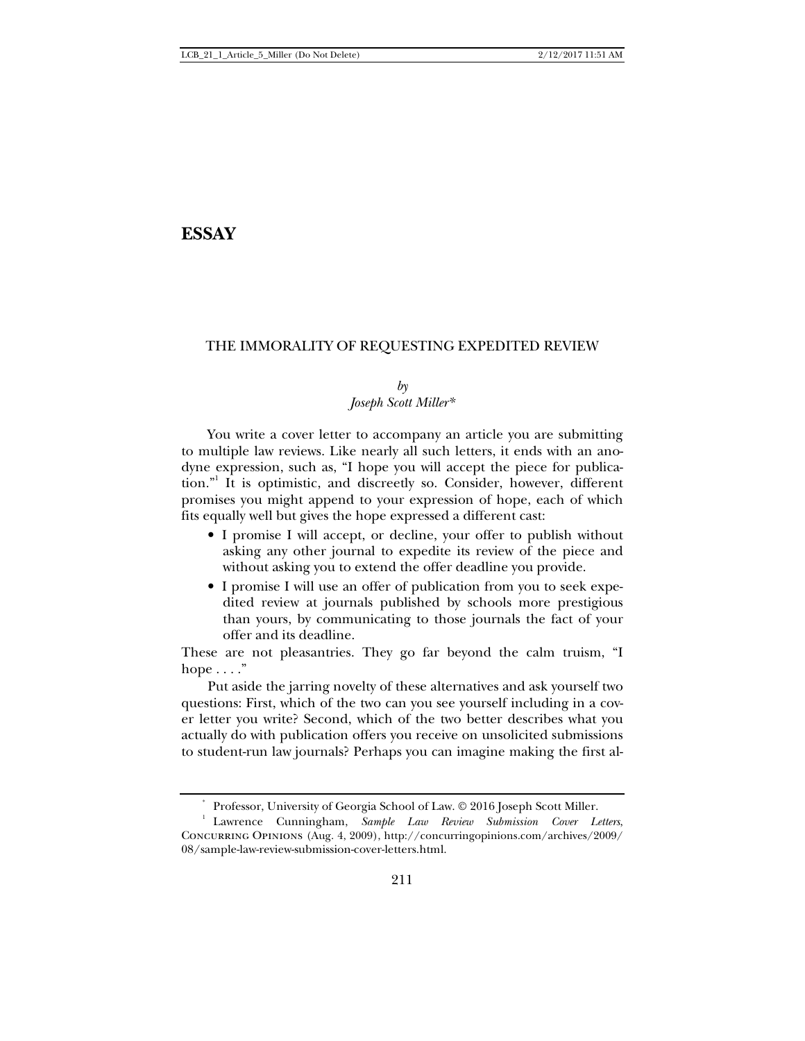# ESSAY

## THE IMMORALITY OF REQUESTING EXPEDITED REVIEW

*by*
*Joseph Scott Miller**

You write a cover letter to accompany an article you are submitting to multiple law reviews. Like nearly all such letters, it ends with an anodyne expression, such as, "I hope you will accept the piece for publication."[1] It is optimistic, and discreetly so. Consider, however, different promises you might append to your expression of hope, each of which fits equally well but gives the hope expressed a different cast:

- I promise I will accept, or decline, your offer to publish without asking any other journal to expedite its review of the piece and without asking you to extend the offer deadline you provide.
- I promise I will use an offer of publication from you to seek expedited review at journals published by schools more prestigious than yours, by communicating to those journals the fact of your offer and its deadline.

These are not pleasantries. They go far beyond the calm truism, "I hope . . . ."

Put aside the jarring novelty of these alternatives and ask yourself two questions: First, which of the two can you see yourself including in a cover letter you write? Second, which of the two better describes what you actually do with publication offers you receive on unsolicited submissions to student-run law journals? Perhaps you can imagine making the first al-

---

\* Professor, University of Georgia School of Law. © 2016 Joseph Scott Miller.

[1] Lawrence Cunningham, *Sample Law Review Submission Cover Letters*, CONCURRING OPINIONS (Aug. 4, 2009), http://concurringopinions.com/archives/2009/08/sample-law-review-submission-cover-letters.html.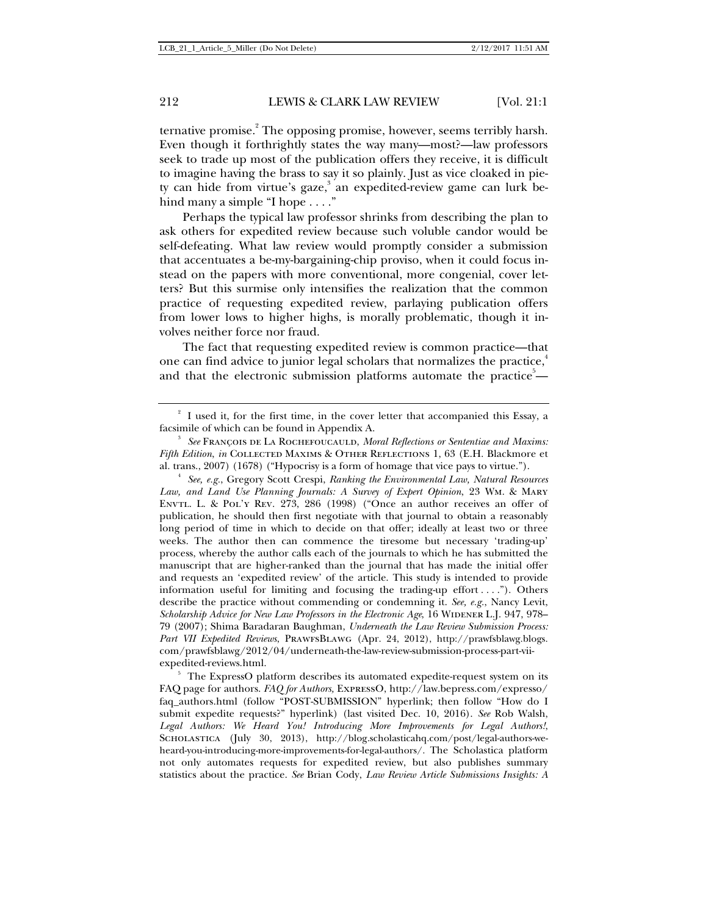ternative promise.[2] The opposing promise, however, seems terribly harsh. Even though it forthrightly states the way many—most?—law professors seek to trade up most of the publication offers they receive, it is difficult to imagine having the brass to say it so plainly. Just as vice cloaked in piety can hide from virtue's gaze,[3] an expedited-review game can lurk behind many a simple "I hope . . . ."

Perhaps the typical law professor shrinks from describing the plan to ask others for expedited review because such voluble candor would be self-defeating. What law review would promptly consider a submission that accentuates a be-my-bargaining-chip proviso, when it could focus instead on the papers with more conventional, more congenial, cover letters? But this surmise only intensifies the realization that the common practice of requesting expedited review, parlaying publication offers from lower lows to higher highs, is morally problematic, though it involves neither force nor fraud.

The fact that requesting expedited review is common practice—that one can find advice to junior legal scholars that normalizes the practice,[4] and that the electronic submission platforms automate the practice[5]—

---

[2] I used it, for the first time, in the cover letter that accompanied this Essay, a facsimile of which can be found in Appendix A.

[3] *See* François de La Rochefoucauld, *Moral Reflections or Sententiae and Maxims: Fifth Edition*, *in* Collected Maxims & Other Reflections 1, 63 (E.H. Blackmore et al. trans., 2007) (1678) ("Hypocrisy is a form of homage that vice pays to virtue.").

[4] *See, e.g.*, Gregory Scott Crespi, *Ranking the Environmental Law, Natural Resources Law, and Land Use Planning Journals: A Survey of Expert Opinion*, 23 Wm. & Mary Envtl. L. & Pol'y Rev. 273, 286 (1998) ("Once an author receives an offer of publication, he should then first negotiate with that journal to obtain a reasonably long period of time in which to decide on that offer; ideally at least two or three weeks. The author then can commence the tiresome but necessary 'trading-up' process, whereby the author calls each of the journals to which he has submitted the manuscript that are higher-ranked than the journal that has made the initial offer and requests an 'expedited review' of the article. This study is intended to provide information useful for limiting and focusing the trading-up effort . . . ."). Others describe the practice without commending or condemning it. *See, e.g.*, Nancy Levit, *Scholarship Advice for New Law Professors in the Electronic Age*, 16 Widener L.J. 947, 978–79 (2007); Shima Baradaran Baughman, *Underneath the Law Review Submission Process: Part VII Expedited Reviews*, PrawfsBlawg (Apr. 24, 2012), http://prawfsblawg.blogs.com/prawfsblawg/2012/04/underneath-the-law-review-submission-process-part-vii-expedited-reviews.html.

[5] The ExpressO platform describes its automated expedite-request system on its FAQ page for authors. *FAQ for Authors*, ExpressO, http://law.bepress.com/expresso/faq_authors.html (follow "POST-SUBMISSION" hyperlink; then follow "How do I submit expedite requests?" hyperlink) (last visited Dec. 10, 2016). *See* Rob Walsh, *Legal Authors: We Heard You! Introducing More Improvements for Legal Authors!*, Scholastica (July 30, 2013), http://blog.scholasticahq.com/post/legal-authors-we-heard-you-introducing-more-improvements-for-legal-authors/. The Scholastica platform not only automates requests for expedited review, but also publishes summary statistics about the practice. *See* Brian Cody, *Law Review Article Submissions Insights: A*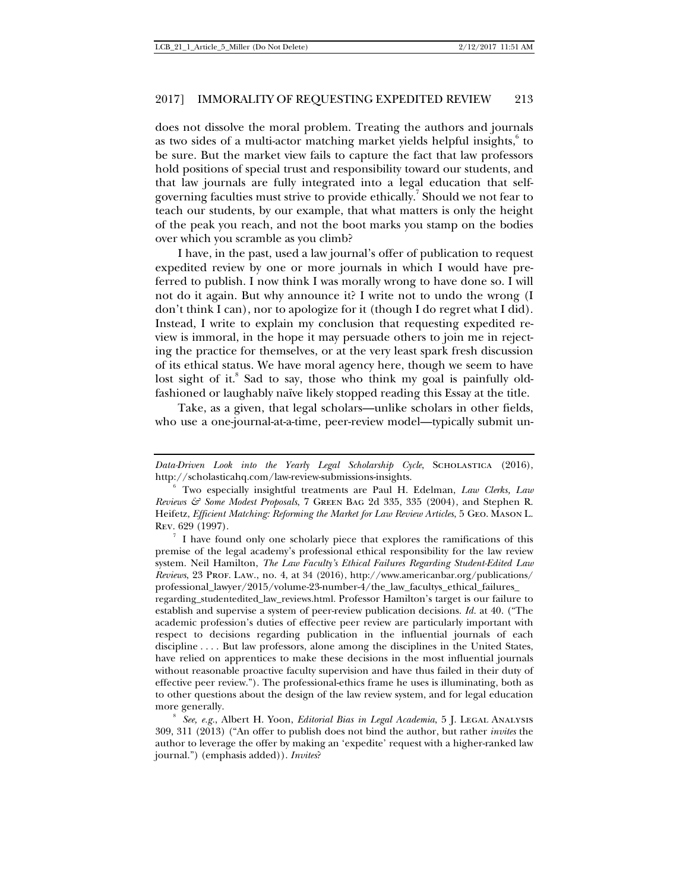does not dissolve the moral problem. Treating the authors and journals as two sides of a multi-actor matching market yields helpful insights,[6] to be sure. But the market view fails to capture the fact that law professors hold positions of special trust and responsibility toward our students, and that law journals are fully integrated into a legal education that self-governing faculties must strive to provide ethically.[7] Should we not fear to teach our students, by our example, that what matters is only the height of the peak you reach, and not the boot marks you stamp on the bodies over which you scramble as you climb?

I have, in the past, used a law journal's offer of publication to request expedited review by one or more journals in which I would have preferred to publish. I now think I was morally wrong to have done so. I will not do it again. But why announce it? I write not to undo the wrong (I don't think I can), nor to apologize for it (though I do regret what I did). Instead, I write to explain my conclusion that requesting expedited review is immoral, in the hope it may persuade others to join me in rejecting the practice for themselves, or at the very least spark fresh discussion of its ethical status. We have moral agency here, though we seem to have lost sight of it.[8] Sad to say, those who think my goal is painfully old-fashioned or laughably naïve likely stopped reading this Essay at the title.

Take, as a given, that legal scholars—unlike scholars in other fields, who use a one-journal-at-a-time, peer-review model—typically submit un-

---

*Data-Driven Look into the Yearly Legal Scholarship Cycle*, SCHOLASTICA (2016), http://scholasticahq.com/law-review-submissions-insights.

[6] Two especially insightful treatments are Paul H. Edelman, *Law Clerks, Law Reviews & Some Modest Proposals*, 7 GREEN BAG 2d 335, 335 (2004), and Stephen R. Heifetz, *Efficient Matching: Reforming the Market for Law Review Articles*, 5 GEO. MASON L. REV. 629 (1997).

[7] I have found only one scholarly piece that explores the ramifications of this premise of the legal academy's professional ethical responsibility for the law review system. Neil Hamilton, *The Law Faculty's Ethical Failures Regarding Student-Edited Law Reviews*, 23 PROF. LAW., no. 4, at 34 (2016), http://www.americanbar.org/publications/professional_lawyer/2015/volume-23-number-4/the_law_facultys_ethical_failures_regarding_studentedited_law_reviews.html. Professor Hamilton's target is our failure to establish and supervise a system of peer-review publication decisions. *Id.* at 40. ("The academic profession's duties of effective peer review are particularly important with respect to decisions regarding publication in the influential journals of each discipline . . . . But law professors, alone among the disciplines in the United States, have relied on apprentices to make these decisions in the most influential journals without reasonable proactive faculty supervision and have thus failed in their duty of effective peer review."). The professional-ethics frame he uses is illuminating, both as to other questions about the design of the law review system, and for legal education more generally.

[8] *See, e.g.*, Albert H. Yoon, *Editorial Bias in Legal Academia*, 5 J. LEGAL ANALYSIS 309, 311 (2013) ("An offer to publish does not bind the author, but rather *invites* the author to leverage the offer by making an 'expedite' request with a higher-ranked law journal.") (emphasis added)). *Invites*?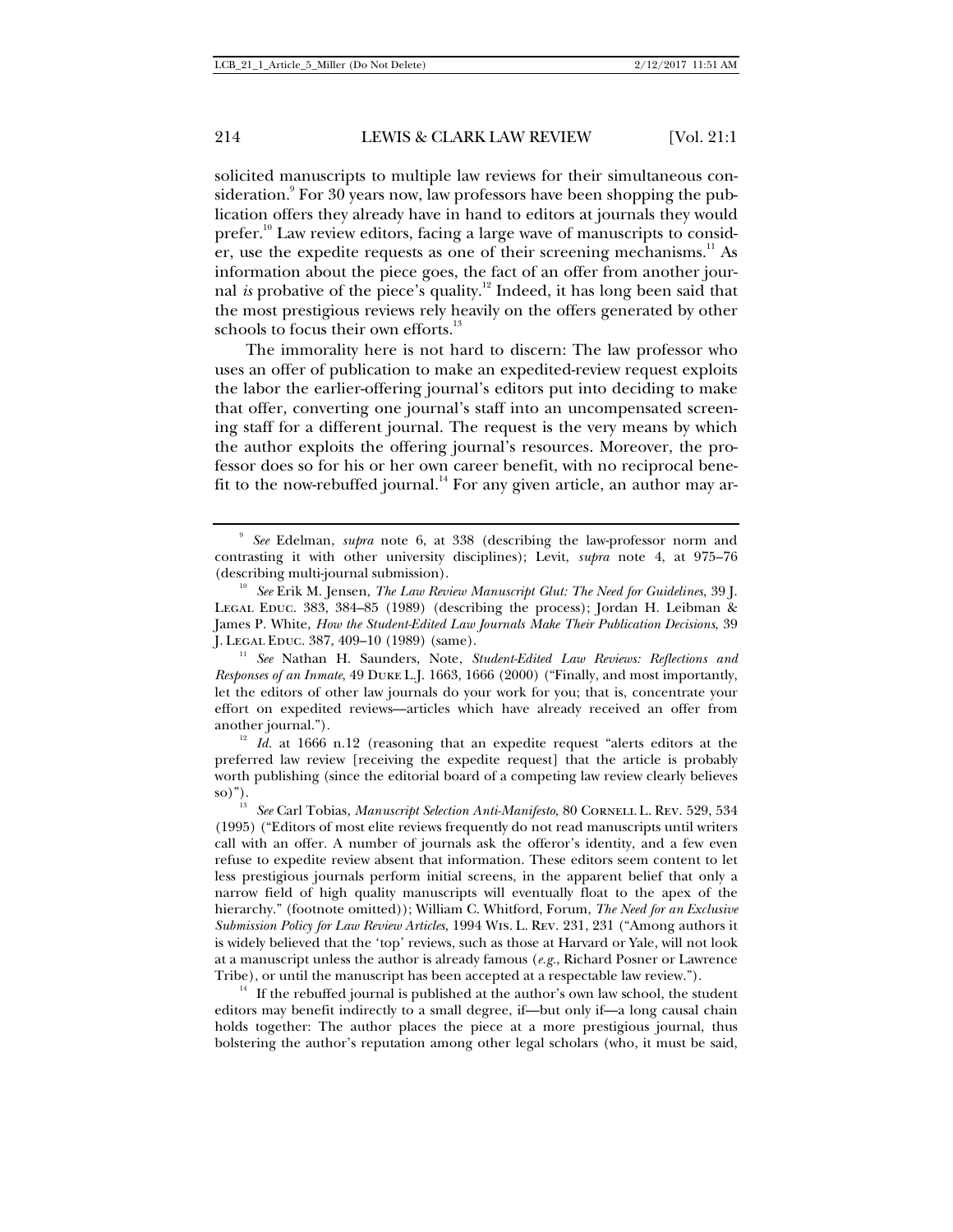solicited manuscripts to multiple law reviews for their simultaneous consideration.[9] For 30 years now, law professors have been shopping the publication offers they already have in hand to editors at journals they would prefer.[10] Law review editors, facing a large wave of manuscripts to consider, use the expedite requests as one of their screening mechanisms.[11] As information about the piece goes, the fact of an offer from another journal *is* probative of the piece's quality.[12] Indeed, it has long been said that the most prestigious reviews rely heavily on the offers generated by other schools to focus their own efforts.[13]

The immorality here is not hard to discern: The law professor who uses an offer of publication to make an expedited-review request exploits the labor the earlier-offering journal's editors put into deciding to make that offer, converting one journal's staff into an uncompensated screening staff for a different journal. The request is the very means by which the author exploits the offering journal's resources. Moreover, the professor does so for his or her own career benefit, with no reciprocal benefit to the now-rebuffed journal.[14] For any given article, an author may ar-

---

[9] *See* Edelman, *supra* note 6, at 338 (describing the law-professor norm and contrasting it with other university disciplines); Levit, *supra* note 4, at 975–76 (describing multi-journal submission).

[10] *See* Erik M. Jensen, *The Law Review Manuscript Glut: The Need for Guidelines*, 39 J. Legal Educ. 383, 384–85 (1989) (describing the process); Jordan H. Leibman & James P. White, *How the Student-Edited Law Journals Make Their Publication Decisions*, 39 J. Legal Educ. 387, 409–10 (1989) (same).

[11] *See* Nathan H. Saunders, Note, *Student-Edited Law Reviews: Reflections and Responses of an Inmate*, 49 Duke L.J. 1663, 1666 (2000) ("Finally, and most importantly, let the editors of other law journals do your work for you; that is, concentrate your effort on expedited reviews—articles which have already received an offer from another journal.").

[12] *Id.* at 1666 n.12 (reasoning that an expedite request "alerts editors at the preferred law review [receiving the expedite request] that the article is probably worth publishing (since the editorial board of a competing law review clearly believes so)").

[13] *See* Carl Tobias, *Manuscript Selection Anti-Manifesto*, 80 Cornell L. Rev. 529, 534 (1995) ("Editors of most elite reviews frequently do not read manuscripts until writers call with an offer. A number of journals ask the offeror's identity, and a few even refuse to expedite review absent that information. These editors seem content to let less prestigious journals perform initial screens, in the apparent belief that only a narrow field of high quality manuscripts will eventually float to the apex of the hierarchy." (footnote omitted)); William C. Whitford, Forum, *The Need for an Exclusive Submission Policy for Law Review Articles*, 1994 Wis. L. Rev. 231, 231 ("Among authors it is widely believed that the 'top' reviews, such as those at Harvard or Yale, will not look at a manuscript unless the author is already famous (*e.g.*, Richard Posner or Lawrence Tribe), or until the manuscript has been accepted at a respectable law review.").

[14] If the rebuffed journal is published at the author's own law school, the student editors may benefit indirectly to a small degree, if—but only if—a long causal chain holds together: The author places the piece at a more prestigious journal, thus bolstering the author's reputation among other legal scholars (who, it must be said,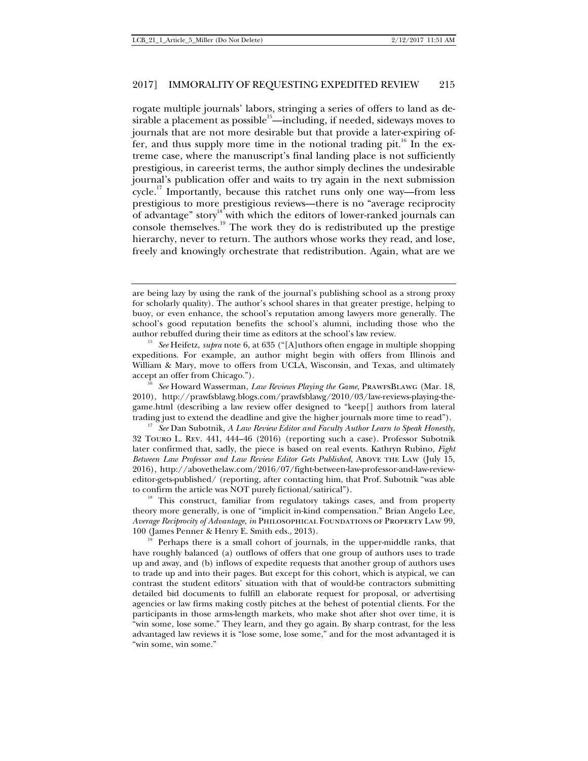rogate multiple journals' labors, stringing a series of offers to land as desirable a placement as possible[15]—including, if needed, sideways moves to journals that are not more desirable but that provide a later-expiring offer, and thus supply more time in the notional trading pit.[16] In the extreme case, where the manuscript's final landing place is not sufficiently prestigious, in careerist terms, the author simply declines the undesirable journal's publication offer and waits to try again in the next submission cycle.[17] Importantly, because this ratchet runs only one way—from less prestigious to more prestigious reviews—there is no "average reciprocity of advantage" story[18] with which the editors of lower-ranked journals can console themselves.[19] The work they do is redistributed up the prestige hierarchy, never to return. The authors whose works they read, and lose, freely and knowingly orchestrate that redistribution. Again, what are we

---

are being lazy by using the rank of the journal's publishing school as a strong proxy for scholarly quality). The author's school shares in that greater prestige, helping to buoy, or even enhance, the school's reputation among lawyers more generally. The school's good reputation benefits the school's alumni, including those who the author rebuffed during their time as editors at the school's law review.

[15] *See* Heifetz, *supra* note 6, at 635 ("[A]uthors often engage in multiple shopping expeditions. For example, an author might begin with offers from Illinois and William & Mary, move to offers from UCLA, Wisconsin, and Texas, and ultimately accept an offer from Chicago.").

[16] *See* Howard Wasserman, *Law Reviews Playing the Game*, PrawfsBlawg (Mar. 18, 2010), http://prawfsblawg.blogs.com/prawfsblawg/2010/03/law-reviews-playing-the-game.html (describing a law review offer designed to "keep[] authors from lateral trading just to extend the deadline and give the higher journals more time to read").

[17] *See* Dan Subotnik, *A Law Review Editor and Faculty Author Learn to Speak Honestly*, 32 Touro L. Rev. 441, 444–46 (2016) (reporting such a case). Professor Subotnik later confirmed that, sadly, the piece is based on real events. Kathryn Rubino, *Fight Between Law Professor and Law Review Editor Gets Published*, Above the Law (July 15, 2016), http://abovethelaw.com/2016/07/fight-between-law-professor-and-law-review-editor-gets-published/ (reporting, after contacting him, that Prof. Subotnik "was able to confirm the article was NOT purely fictional/satirical").

[18] This construct, familiar from regulatory takings cases, and from property theory more generally, is one of "implicit in-kind compensation." Brian Angelo Lee, *Average Reciprocity of Advantage*, *in* Philosophical Foundations of Property Law 99, 100 (James Penner & Henry E. Smith eds., 2013).

[19] Perhaps there is a small cohort of journals, in the upper-middle ranks, that have roughly balanced (a) outflows of offers that one group of authors uses to trade up and away, and (b) inflows of expedite requests that another group of authors uses to trade up and into their pages. But except for this cohort, which is atypical, we can contrast the student editors' situation with that of would-be contractors submitting detailed bid documents to fulfill an elaborate request for proposal, or advertising agencies or law firms making costly pitches at the behest of potential clients. For the participants in those arms-length markets, who make shot after shot over time, it is "win some, lose some." They learn, and they go again. By sharp contrast, for the less advantaged law reviews it is "lose some, lose some," and for the most advantaged it is "win some, win some."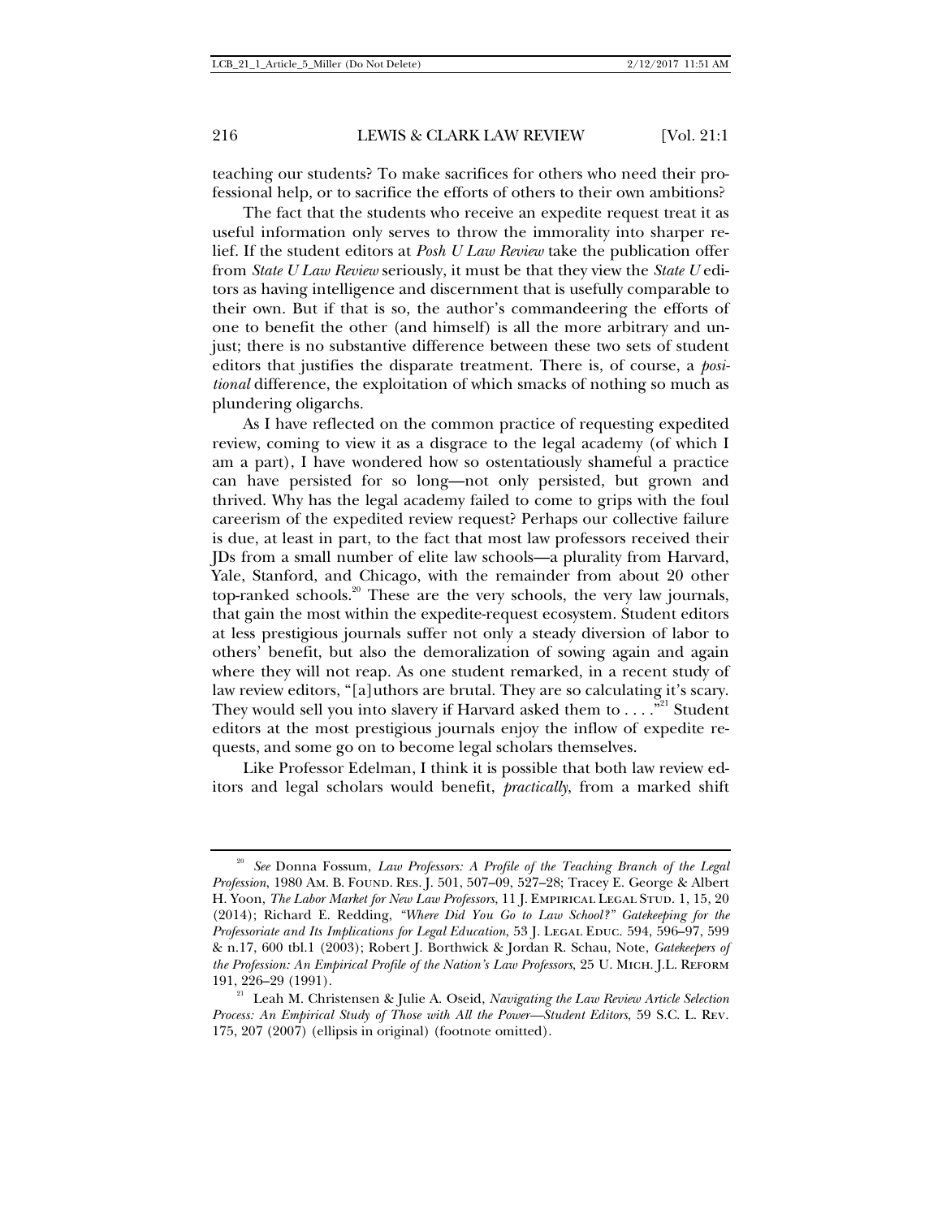teaching our students? To make sacrifices for others who need their professional help, or to sacrifice the efforts of others to their own ambitions?

The fact that the students who receive an expedite request treat it as useful information only serves to throw the immorality into sharper relief. If the student editors at *Posh U Law Review* take the publication offer from *State U Law Review* seriously, it must be that they view the *State U* editors as having intelligence and discernment that is usefully comparable to their own. But if that is so, the author's commandeering the efforts of one to benefit the other (and himself) is all the more arbitrary and unjust; there is no substantive difference between these two sets of student editors that justifies the disparate treatment. There is, of course, a *positional* difference, the exploitation of which smacks of nothing so much as plundering oligarchs.

As I have reflected on the common practice of requesting expedited review, coming to view it as a disgrace to the legal academy (of which I am a part), I have wondered how so ostentatiously shameful a practice can have persisted for so long—not only persisted, but grown and thrived. Why has the legal academy failed to come to grips with the foul careerism of the expedited review request? Perhaps our collective failure is due, at least in part, to the fact that most law professors received their JDs from a small number of elite law schools—a plurality from Harvard, Yale, Stanford, and Chicago, with the remainder from about 20 other top-ranked schools.[20] These are the very schools, the very law journals, that gain the most within the expedite-request ecosystem. Student editors at less prestigious journals suffer not only a steady diversion of labor to others' benefit, but also the demoralization of sowing again and again where they will not reap. As one student remarked, in a recent study of law review editors, "[a]uthors are brutal. They are so calculating it's scary. They would sell you into slavery if Harvard asked them to . . . ."[21] Student editors at the most prestigious journals enjoy the inflow of expedite requests, and some go on to become legal scholars themselves.

Like Professor Edelman, I think it is possible that both law review editors and legal scholars would benefit, *practically*, from a marked shift

---

[20] *See* Donna Fossum, *Law Professors: A Profile of the Teaching Branch of the Legal Profession*, 1980 Am. B. Found. Res. J. 501, 507–09, 527–28; Tracey E. George & Albert H. Yoon, *The Labor Market for New Law Professors*, 11 J. Empirical Legal Stud. 1, 15, 20 (2014); Richard E. Redding, *"Where Did You Go to Law School?" Gatekeeping for the Professoriate and Its Implications for Legal Education*, 53 J. Legal Educ. 594, 596–97, 599 & n.17, 600 tbl.1 (2003); Robert J. Borthwick & Jordan R. Schau, Note, *Gatekeepers of the Profession: An Empirical Profile of the Nation's Law Professors*, 25 U. Mich. J.L. Reform 191, 226–29 (1991).

[21] Leah M. Christensen & Julie A. Oseid, *Navigating the Law Review Article Selection Process: An Empirical Study of Those with All the Power—Student Editors*, 59 S.C. L. Rev. 175, 207 (2007) (ellipsis in original) (footnote omitted).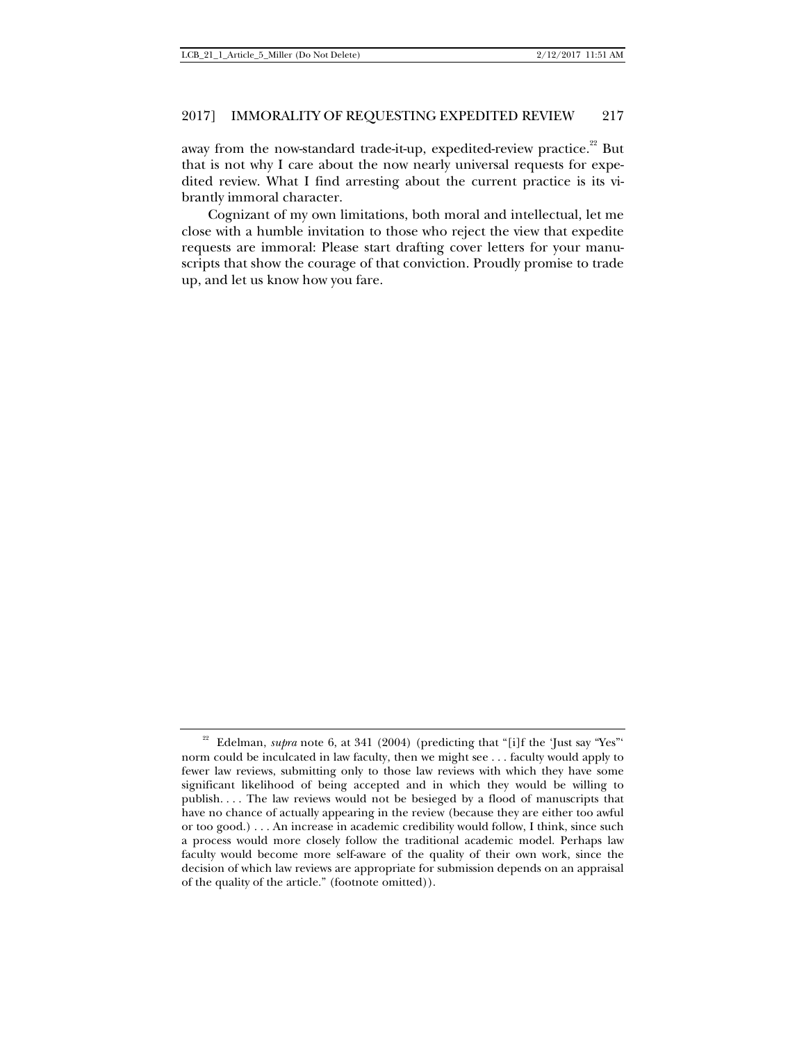away from the now-standard trade-it-up, expedited-review practice.[22] But that is not why I care about the now nearly universal requests for expedited review. What I find arresting about the current practice is its vibrantly immoral character.

Cognizant of my own limitations, both moral and intellectual, let me close with a humble invitation to those who reject the view that expedite requests are immoral: Please start drafting cover letters for your manuscripts that show the courage of that conviction. Proudly promise to trade up, and let us know how you fare.

---

[22] Edelman, *supra* note 6, at 341 (2004) (predicting that "[i]f the 'Just say "Yes"' norm could be inculcated in law faculty, then we might see . . . faculty would apply to fewer law reviews, submitting only to those law reviews with which they have some significant likelihood of being accepted and in which they would be willing to publish. . . . The law reviews would not be besieged by a flood of manuscripts that have no chance of actually appearing in the review (because they are either too awful or too good.) . . . An increase in academic credibility would follow, I think, since such a process would more closely follow the traditional academic model. Perhaps law faculty would become more self-aware of the quality of their own work, since the decision of which law reviews are appropriate for submission depends on an appraisal of the quality of the article." (footnote omitted)).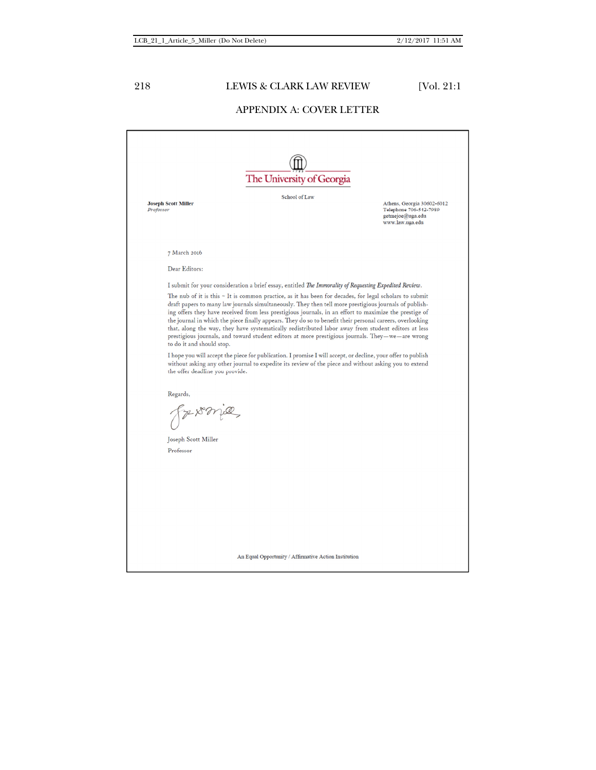## APPENDIX A: COVER LETTER

The University of Georgia

School of Law

**Joseph Scott Miller**
*Professor*

Athens, Georgia 30602-6012
Telephone 706-542-7089
getmejoe@uga.edu
www.law.uga.edu

7 March 2016

Dear Editors:

I submit for your consideration a brief essay, entitled *The Immorality of Requesting Expedited Review*.

The nub of it is this – It is common practice, as it has been for decades, for legal scholars to submit draft papers to many law journals simultaneously. They then tell more prestigious journals of publishing offers they have received from less prestigious journals, in an effort to maximize the prestige of the journal in which the piece finally appears. They do so to benefit their personal careers, overlooking that, along the way, they have systematically redistributed labor away from student editors at less prestigious journals, and toward student editors at more prestigious journals. They—we—are wrong to do it and should stop.

I hope you will accept the piece for publication. I promise I will accept, or decline, your offer to publish without asking any other journal to expedite its review of the piece and without asking you to extend the offer deadline you provide.

Regards,

Joseph Scott Miller
Professor

An Equal Opportunity / Affirmative Action Institution